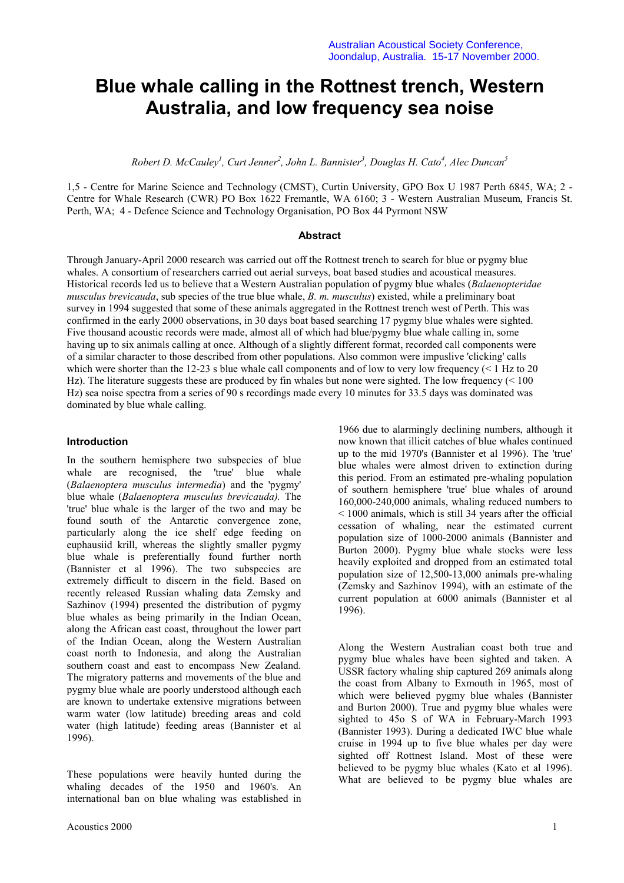Australian Acoustical Society Conference, Joondalup, Australia. 15-17 November 2000.

# Blue whale calling in the Rottnest trench, Western Australia, and low frequency sea noise

*Robert D. McCauley[1], Curt Jenner[2], John L. Bannister[3], Douglas H. Cato[4], Alec Duncan[5]*

1,5 - Centre for Marine Science and Technology (CMST), Curtin University, GPO Box U 1987 Perth 6845, WA; 2 - Centre for Whale Research (CWR) PO Box 1622 Fremantle, WA 6160; 3 - Western Australian Museum, Francis St. Perth, WA; 4 - Defence Science and Technology Organisation, PO Box 44 Pyrmont NSW

### Abstract

Through January-April 2000 research was carried out off the Rottnest trench to search for blue or pygmy blue whales. A consortium of researchers carried out aerial surveys, boat based studies and acoustical measures. Historical records led us to believe that a Western Australian population of pygmy blue whales (*Balaenopteridae musculus brevicauda*, sub species of the true blue whale, *B. m. musculus*) existed, while a preliminary boat survey in 1994 suggested that some of these animals aggregated in the Rottnest trench west of Perth. This was confirmed in the early 2000 observations, in 30 days boat based searching 17 pygmy blue whales were sighted. Five thousand acoustic records were made, almost all of which had blue/pygmy blue whale calling in, some having up to six animals calling at once. Although of a slightly different format, recorded call components were of a similar character to those described from other populations. Also common were impuslive 'clicking' calls which were shorter than the 12-23 s blue whale call components and of low to very low frequency (< 1 Hz to 20 Hz). The literature suggests these are produced by fin whales but none were sighted. The low frequency (< 100 Hz) sea noise spectra from a series of 90 s recordings made every 10 minutes for 33.5 days was dominated was dominated by blue whale calling.

### Introduction

In the southern hemisphere two subspecies of blue whale are recognised, the 'true' blue whale (*Balaenoptera musculus intermedia*) and the 'pygmy' blue whale (*Balaenoptera musculus brevicauda).* The 'true' blue whale is the larger of the two and may be found south of the Antarctic convergence zone, particularly along the ice shelf edge feeding on euphausiid krill, whereas the slightly smaller pygmy blue whale is preferentially found further north (Bannister et al 1996). The two subspecies are extremely difficult to discern in the field. Based on recently released Russian whaling data Zemsky and Sazhinov (1994) presented the distribution of pygmy blue whales as being primarily in the Indian Ocean, along the African east coast, throughout the lower part of the Indian Ocean, along the Western Australian coast north to Indonesia, and along the Australian southern coast and east to encompass New Zealand. The migratory patterns and movements of the blue and pygmy blue whale are poorly understood although each are known to undertake extensive migrations between warm water (low latitude) breeding areas and cold water (high latitude) feeding areas (Bannister et al 1996).

These populations were heavily hunted during the whaling decades of the 1950 and 1960's. An international ban on blue whaling was established in 1966 due to alarmingly declining numbers, although it now known that illicit catches of blue whales continued up to the mid 1970's (Bannister et al 1996). The 'true' blue whales were almost driven to extinction during this period. From an estimated pre-whaling population of southern hemisphere 'true' blue whales of around 160,000-240,000 animals, whaling reduced numbers to < 1000 animals, which is still 34 years after the official cessation of whaling, near the estimated current population size of 1000-2000 animals (Bannister and Burton 2000). Pygmy blue whale stocks were less heavily exploited and dropped from an estimated total population size of 12,500-13,000 animals pre-whaling (Zemsky and Sazhinov 1994), with an estimate of the current population at 6000 animals (Bannister et al 1996).

Along the Western Australian coast both true and pygmy blue whales have been sighted and taken. A USSR factory whaling ship captured 269 animals along the coast from Albany to Exmouth in 1965, most of which were believed pygmy blue whales (Bannister and Burton 2000). True and pygmy blue whales were sighted to 45o S of WA in February-March 1993 (Bannister 1993). During a dedicated IWC blue whale cruise in 1994 up to five blue whales per day were sighted off Rottnest Island. Most of these were believed to be pygmy blue whales (Kato et al 1996). What are believed to be pygmy blue whales are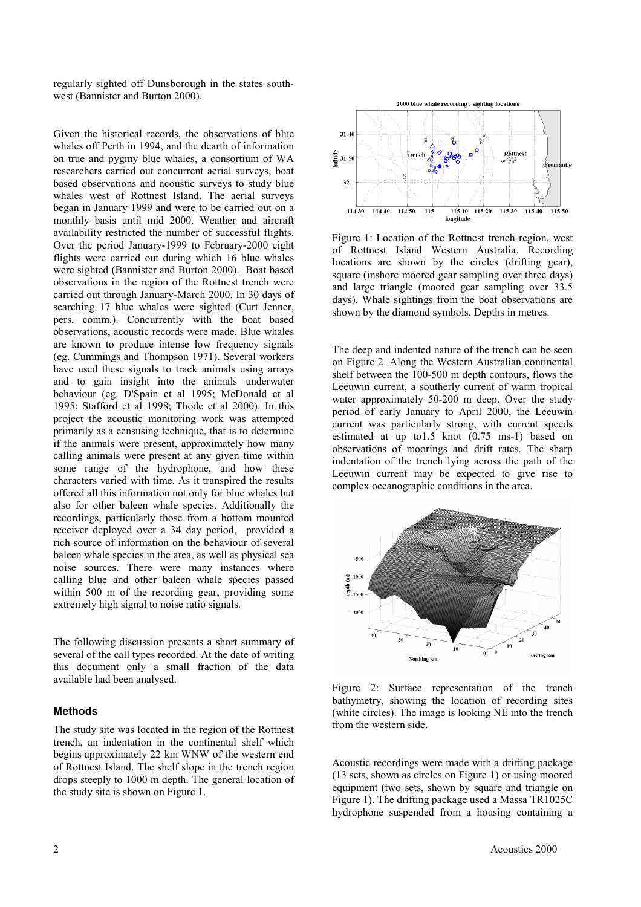regularly sighted off Dunsborough in the states south-west (Bannister and Burton 2000).

Given the historical records, the observations of blue whales off Perth in 1994, and the dearth of information on true and pygmy blue whales, a consortium of WA researchers carried out concurrent aerial surveys, boat based observations and acoustic surveys to study blue whales west of Rottnest Island. The aerial surveys began in January 1999 and were to be carried out on a monthly basis until mid 2000. Weather and aircraft availability restricted the number of successful flights. Over the period January-1999 to February-2000 eight flights were carried out during which 16 blue whales were sighted (Bannister and Burton 2000). Boat based observations in the region of the Rottnest trench were carried out through January-March 2000. In 30 days of searching 17 blue whales were sighted (Curt Jenner, pers. comm.). Concurrently with the boat based observations, acoustic records were made. Blue whales are known to produce intense low frequency signals (eg. Cummings and Thompson 1971). Several workers have used these signals to track animals using arrays and to gain insight into the animals underwater behaviour (eg. D'Spain et al 1995; McDonald et al 1995; Stafford et al 1998; Thode et al 2000). In this project the acoustic monitoring work was attempted primarily as a censusing technique, that is to determine if the animals were present, approximately how many calling animals were present at any given time within some range of the hydrophone, and how these characters varied with time. As it transpired the results offered all this information not only for blue whales but also for other baleen whale species. Additionally the recordings, particularly those from a bottom mounted receiver deployed over a 34 day period, provided a rich source of information on the behaviour of several baleen whale species in the area, as well as physical sea noise sources. There were many instances where calling blue and other baleen whale species passed within 500 m of the recording gear, providing some extremely high signal to noise ratio signals.

The following discussion presents a short summary of several of the call types recorded. At the date of writing this document only a small fraction of the data available had been analysed.

## Methods

The study site was located in the region of the Rottnest trench, an indentation in the continental shelf which begins approximately 22 km WNW of the western end of Rottnest Island. The shelf slope in the trench region drops steeply to 1000 m depth. The general location of the study site is shown on Figure 1.

Figure 1: Location of the Rottnest trench region, west of Rottnest Island Western Australia. Recording locations are shown by the circles (drifting gear), square (inshore moored gear sampling over three days) and large triangle (moored gear sampling over 33.5 days). Whale sightings from the boat observations are shown by the diamond symbols. Depths in metres.

The deep and indented nature of the trench can be seen on Figure 2. Along the Western Australian continental shelf between the 100-500 m depth contours, flows the Leeuwin current, a southerly current of warm tropical water approximately 50-200 m deep. Over the study period of early January to April 2000, the Leeuwin current was particularly strong, with current speeds estimated at up to1.5 knot (0.75 ms-1) based on observations of moorings and drift rates. The sharp indentation of the trench lying across the path of the Leeuwin current may be expected to give rise to complex oceanographic conditions in the area.

Figure 2: Surface representation of the trench bathymetry, showing the location of recording sites (white circles). The image is looking NE into the trench from the western side.

Acoustic recordings were made with a drifting package (13 sets, shown as circles on Figure 1) or using moored equipment (two sets, shown by square and triangle on Figure 1). The drifting package used a Massa TR1025C hydrophone suspended from a housing containing a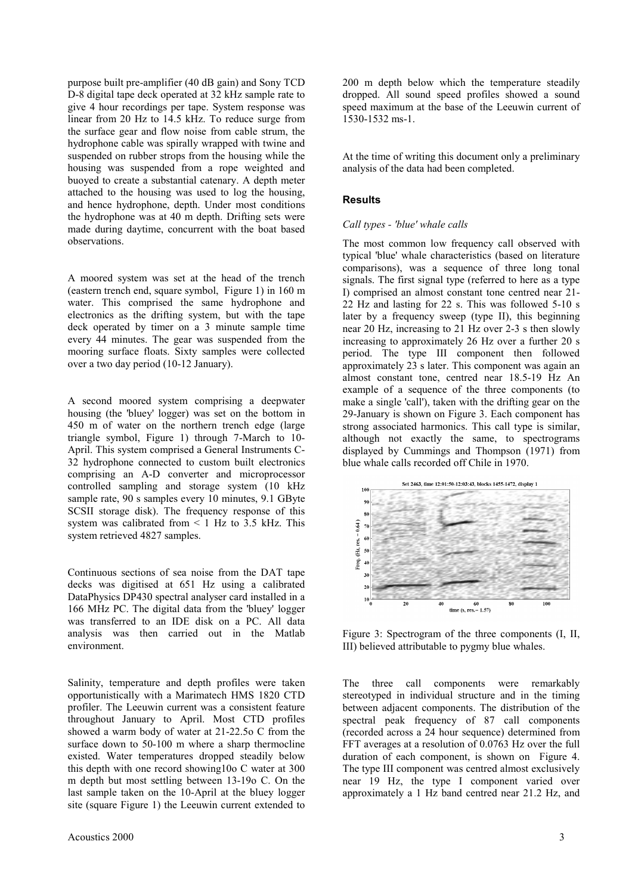purpose built pre-amplifier (40 dB gain) and Sony TCD D-8 digital tape deck operated at 32 kHz sample rate to give 4 hour recordings per tape. System response was linear from 20 Hz to 14.5 kHz. To reduce surge from the surface gear and flow noise from cable strum, the hydrophone cable was spirally wrapped with twine and suspended on rubber strops from the housing while the housing was suspended from a rope weighted and buoyed to create a substantial catenary. A depth meter attached to the housing was used to log the housing, and hence hydrophone, depth. Under most conditions the hydrophone was at 40 m depth. Drifting sets were made during daytime, concurrent with the boat based observations.

A moored system was set at the head of the trench (eastern trench end, square symbol, Figure 1) in 160 m water. This comprised the same hydrophone and electronics as the drifting system, but with the tape deck operated by timer on a 3 minute sample time every 44 minutes. The gear was suspended from the mooring surface floats. Sixty samples were collected over a two day period (10-12 January).

A second moored system comprising a deepwater housing (the 'bluey' logger) was set on the bottom in 450 m of water on the northern trench edge (large triangle symbol, Figure 1) through 7-March to 10-April. This system comprised a General Instruments C-32 hydrophone connected to custom built electronics comprising an A-D converter and microprocessor controlled sampling and storage system (10 kHz sample rate, 90 s samples every 10 minutes, 9.1 GByte SCSII storage disk). The frequency response of this system was calibrated from < 1 Hz to 3.5 kHz. This system retrieved 4827 samples.

Continuous sections of sea noise from the DAT tape decks was digitised at 651 Hz using a calibrated DataPhysics DP430 spectral analyser card installed in a 166 MHz PC. The digital data from the 'bluey' logger was transferred to an IDE disk on a PC. All data analysis was then carried out in the Matlab environment.

Salinity, temperature and depth profiles were taken opportunistically with a Marimatech HMS 1820 CTD profiler. The Leeuwin current was a consistent feature throughout January to April. Most CTD profiles showed a warm body of water at 21-22.5o C from the surface down to 50-100 m where a sharp thermocline existed. Water temperatures dropped steadily below this depth with one record showing10o C water at 300 m depth but most settling between 13-19o C. On the last sample taken on the 10-April at the bluey logger site (square Figure 1) the Leeuwin current extended to 200 m depth below which the temperature steadily dropped. All sound speed profiles showed a sound speed maximum at the base of the Leeuwin current of 1530-1532 ms-1.

At the time of writing this document only a preliminary analysis of the data had been completed.

## Results

### *Call types - 'blue' whale calls*

The most common low frequency call observed with typical 'blue' whale characteristics (based on literature comparisons), was a sequence of three long tonal signals. The first signal type (referred to here as a type I) comprised an almost constant tone centred near 21-22 Hz and lasting for 22 s. This was followed 5-10 s later by a frequency sweep (type II), this beginning near 20 Hz, increasing to 21 Hz over 2-3 s then slowly increasing to approximately 26 Hz over a further 20 s period. The type III component then followed approximately 23 s later. This component was again an almost constant tone, centred near 18.5-19 Hz An example of a sequence of the three components (to make a single 'call'), taken with the drifting gear on the 29-January is shown on Figure 3. Each component has strong associated harmonics. This call type is similar, although not exactly the same, to spectrograms displayed by Cummings and Thompson (1971) from blue whale calls recorded off Chile in 1970.

Figure 3: Spectrogram of the three components (I, II, III) believed attributable to pygmy blue whales.

The three call components were remarkably stereotyped in individual structure and in the timing between adjacent components. The distribution of the spectral peak frequency of 87 call components (recorded across a 24 hour sequence) determined from FFT averages at a resolution of 0.0763 Hz over the full duration of each component, is shown on Figure 4. The type III component was centred almost exclusively near 19 Hz, the type I component varied over approximately a 1 Hz band centred near 21.2 Hz, and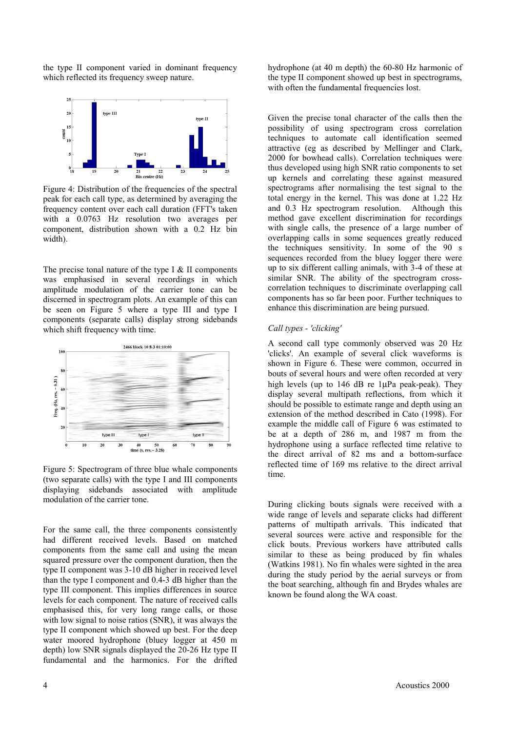the type II component varied in dominant frequency which reflected its frequency sweep nature.

Figure 4: Distribution of the frequencies of the spectral peak for each call type, as determined by averaging the frequency content over each call duration (FFT's taken with a 0.0763 Hz resolution two averages per component, distribution shown with a 0.2 Hz bin width).

The precise tonal nature of the type I & II components was emphasised in several recordings in which amplitude modulation of the carrier tone can be discerned in spectrogram plots. An example of this can be seen on Figure 5 where a type III and type I components (separate calls) display strong sidebands which shift frequency with time.

Figure 5: Spectrogram of three blue whale components (two separate calls) with the type I and III components displaying sidebands associated with amplitude modulation of the carrier tone.

For the same call, the three components consistently had different received levels. Based on matched components from the same call and using the mean squared pressure over the component duration, then the type II component was 3-10 dB higher in received level than the type I component and 0.4-3 dB higher than the type III component. This implies differences in source levels for each component. The nature of received calls emphasised this, for very long range calls, or those with low signal to noise ratios (SNR), it was always the type II component which showed up best. For the deep water moored hydrophone (bluey logger at 450 m depth) low SNR signals displayed the 20-26 Hz type II fundamental and the harmonics. For the drifted hydrophone (at 40 m depth) the 60-80 Hz harmonic of the type II component showed up best in spectrograms, with often the fundamental frequencies lost.

Given the precise tonal character of the calls then the possibility of using spectrogram cross correlation techniques to automate call identification seemed attractive (eg as described by Mellinger and Clark, 2000 for bowhead calls). Correlation techniques were thus developed using high SNR ratio components to set up kernels and correlating these against measured spectrograms after normalising the test signal to the total energy in the kernel. This was done at 1.22 Hz and 0.3 Hz spectrogram resolution. Although this method gave excellent discrimination for recordings with single calls, the presence of a large number of overlapping calls in some sequences greatly reduced the techniques sensitivity. In some of the 90 s sequences recorded from the bluey logger there were up to six different calling animals, with 3-4 of these at similar SNR. The ability of the spectrogram cross-correlation techniques to discriminate overlapping call components has so far been poor. Further techniques to enhance this discrimination are being pursued.

### *Call types - 'clicking'*

A second call type commonly observed was 20 Hz 'clicks'. An example of several click waveforms is shown in Figure 6. These were common, occurred in bouts of several hours and were often recorded at very high levels (up to 146 dB re 1μPa peak-peak). They display several multipath reflections, from which it should be possible to estimate range and depth using an extension of the method described in Cato (1998). For example the middle call of Figure 6 was estimated to be at a depth of 286 m, and 1987 m from the hydrophone using a surface reflected time relative to the direct arrival of 82 ms and a bottom-surface reflected time of 169 ms relative to the direct arrival time.

During clicking bouts signals were received with a wide range of levels and separate clicks had different patterns of multipath arrivals. This indicated that several sources were active and responsible for the click bouts. Previous workers have attributed calls similar to these as being produced by fin whales (Watkins 1981). No fin whales were sighted in the area during the study period by the aerial surveys or from the boat searching, although fin and Brydes whales are known be found along the WA coast.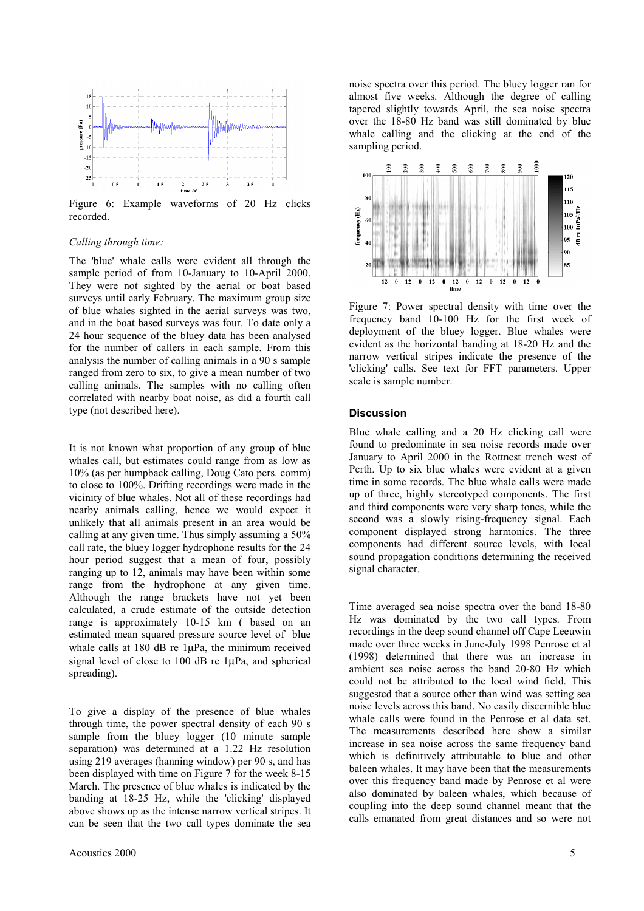Figure 6: Example waveforms of 20 Hz clicks recorded.

*Calling through time:*

The 'blue' whale calls were evident all through the sample period of from 10-January to 10-April 2000. They were not sighted by the aerial or boat based surveys until early February. The maximum group size of blue whales sighted in the aerial surveys was two, and in the boat based surveys was four. To date only a 24 hour sequence of the bluey data has been analysed for the number of callers in each sample. From this analysis the number of calling animals in a 90 s sample ranged from zero to six, to give a mean number of two calling animals. The samples with no calling often correlated with nearby boat noise, as did a fourth call type (not described here).

It is not known what proportion of any group of blue whales call, but estimates could range from as low as 10% (as per humpback calling, Doug Cato pers. comm) to close to 100%. Drifting recordings were made in the vicinity of blue whales. Not all of these recordings had nearby animals calling, hence we would expect it unlikely that all animals present in an area would be calling at any given time. Thus simply assuming a 50% call rate, the bluey logger hydrophone results for the 24 hour period suggest that a mean of four, possibly ranging up to 12, animals may have been within some range from the hydrophone at any given time. Although the range brackets have not yet been calculated, a crude estimate of the outside detection range is approximately 10-15 km ( based on an estimated mean squared pressure source level of blue whale calls at 180 dB re 1µPa, the minimum received signal level of close to 100 dB re 1µPa, and spherical spreading).

To give a display of the presence of blue whales through time, the power spectral density of each 90 s sample from the bluey logger (10 minute sample separation) was determined at a 1.22 Hz resolution using 219 averages (hanning window) per 90 s, and has been displayed with time on Figure 7 for the week 8-15 March. The presence of blue whales is indicated by the banding at 18-25 Hz, while the 'clicking' displayed above shows up as the intense narrow vertical stripes. It can be seen that the two call types dominate the sea noise spectra over this period. The bluey logger ran for almost five weeks. Although the degree of calling tapered slightly towards April, the sea noise spectra over the 18-80 Hz band was still dominated by blue whale calling and the clicking at the end of the sampling period.

Figure 7: Power spectral density with time over the frequency band 10-100 Hz for the first week of deployment of the bluey logger. Blue whales were evident as the horizontal banding at 18-20 Hz and the narrow vertical stripes indicate the presence of the 'clicking' calls. See text for FFT parameters. Upper scale is sample number.

## Discussion

Blue whale calling and a 20 Hz clicking call were found to predominate in sea noise records made over January to April 2000 in the Rottnest trench west of Perth. Up to six blue whales were evident at a given time in some records. The blue whale calls were made up of three, highly stereotyped components. The first and third components were very sharp tones, while the second was a slowly rising-frequency signal. Each component displayed strong harmonics. The three components had different source levels, with local sound propagation conditions determining the received signal character.

Time averaged sea noise spectra over the band 18-80 Hz was dominated by the two call types. From recordings in the deep sound channel off Cape Leeuwin made over three weeks in June-July 1998 Penrose et al (1998) determined that there was an increase in ambient sea noise across the band 20-80 Hz which could not be attributed to the local wind field. This suggested that a source other than wind was setting sea noise levels across this band. No easily discernible blue whale calls were found in the Penrose et al data set. The measurements described here show a similar increase in sea noise across the same frequency band which is definitively attributable to blue and other baleen whales. It may have been that the measurements over this frequency band made by Penrose et al were also dominated by baleen whales, which because of coupling into the deep sound channel meant that the calls emanated from great distances and so were not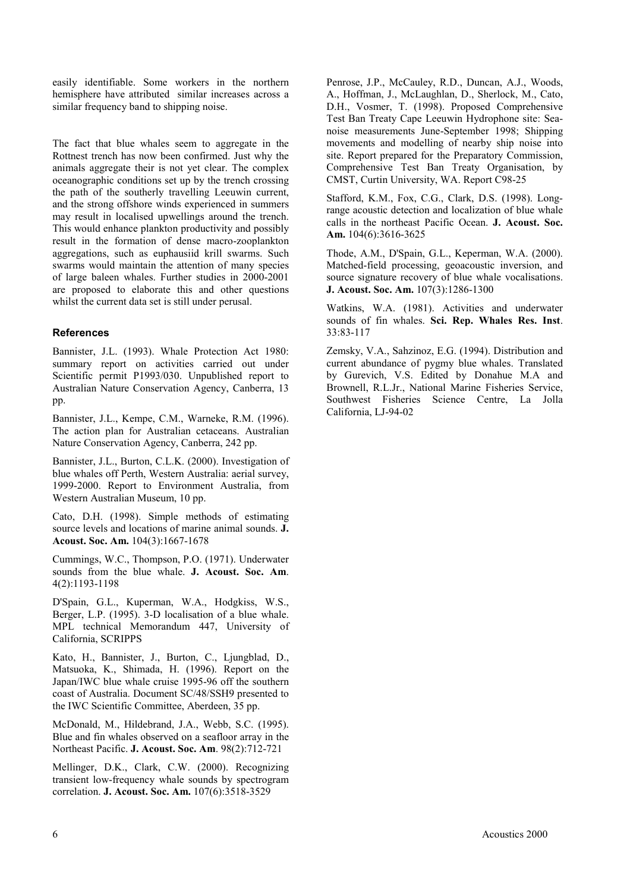easily identifiable. Some workers in the northern hemisphere have attributed similar increases across a similar frequency band to shipping noise.

The fact that blue whales seem to aggregate in the Rottnest trench has now been confirmed. Just why the animals aggregate their is not yet clear. The complex oceanographic conditions set up by the trench crossing the path of the southerly travelling Leeuwin current, and the strong offshore winds experienced in summers may result in localised upwellings around the trench. This would enhance plankton productivity and possibly result in the formation of dense macro-zooplankton aggregations, such as euphausiid krill swarms. Such swarms would maintain the attention of many species of large baleen whales. Further studies in 2000-2001 are proposed to elaborate this and other questions whilst the current data set is still under perusal.

### References

Bannister, J.L. (1993). Whale Protection Act 1980: summary report on activities carried out under Scientific permit P1993/030. Unpublished report to Australian Nature Conservation Agency, Canberra, 13 pp.

Bannister, J.L., Kempe, C.M., Warneke, R.M. (1996). The action plan for Australian cetaceans. Australian Nature Conservation Agency, Canberra, 242 pp.

Bannister, J.L., Burton, C.L.K. (2000). Investigation of blue whales off Perth, Western Australia: aerial survey, 1999-2000. Report to Environment Australia, from Western Australian Museum, 10 pp.

Cato, D.H. (1998). Simple methods of estimating source levels and locations of marine animal sounds. **J. Acoust. Soc. Am.** 104(3):1667-1678

Cummings, W.C., Thompson, P.O. (1971). Underwater sounds from the blue whale. **J. Acoust. Soc. Am**. 4(2):1193-1198

D'Spain, G.L., Kuperman, W.A., Hodgkiss, W.S., Berger, L.P. (1995). 3-D localisation of a blue whale. MPL technical Memorandum 447, University of California, SCRIPPS

Kato, H., Bannister, J., Burton, C., Ljungblad, D., Matsuoka, K., Shimada, H. (1996). Report on the Japan/IWC blue whale cruise 1995-96 off the southern coast of Australia. Document SC/48/SSH9 presented to the IWC Scientific Committee, Aberdeen, 35 pp.

McDonald, M., Hildebrand, J.A., Webb, S.C. (1995). Blue and fin whales observed on a seafloor array in the Northeast Pacific. **J. Acoust. Soc. Am**. 98(2):712-721

Mellinger, D.K., Clark, C.W. (2000). Recognizing transient low-frequency whale sounds by spectrogram correlation. **J. Acoust. Soc. Am.** 107(6):3518-3529

Penrose, J.P., McCauley, R.D., Duncan, A.J., Woods, A., Hoffman, J., McLaughlan, D., Sherlock, M., Cato, D.H., Vosmer, T. (1998). Proposed Comprehensive Test Ban Treaty Cape Leeuwin Hydrophone site: Sea-noise measurements June-September 1998; Shipping movements and modelling of nearby ship noise into site. Report prepared for the Preparatory Commission, Comprehensive Test Ban Treaty Organisation, by CMST, Curtin University, WA. Report C98-25

Stafford, K.M., Fox, C.G., Clark, D.S. (1998). Long-range acoustic detection and localization of blue whale calls in the northeast Pacific Ocean. **J. Acoust. Soc. Am.** 104(6):3616-3625

Thode, A.M., D'Spain, G.L., Keperman, W.A. (2000). Matched-field processing, geoacoustic inversion, and source signature recovery of blue whale vocalisations. **J. Acoust. Soc. Am.** 107(3):1286-1300

Watkins, W.A. (1981). Activities and underwater sounds of fin whales. **Sci. Rep. Whales Res. Inst**. 33:83-117

Zemsky, V.A., Sahzinoz, E.G. (1994). Distribution and current abundance of pygmy blue whales. Translated by Gurevich, V.S. Edited by Donahue M.A and Brownell, R.L.Jr., National Marine Fisheries Service, Southwest Fisheries Science Centre, La Jolla California, LJ-94-02